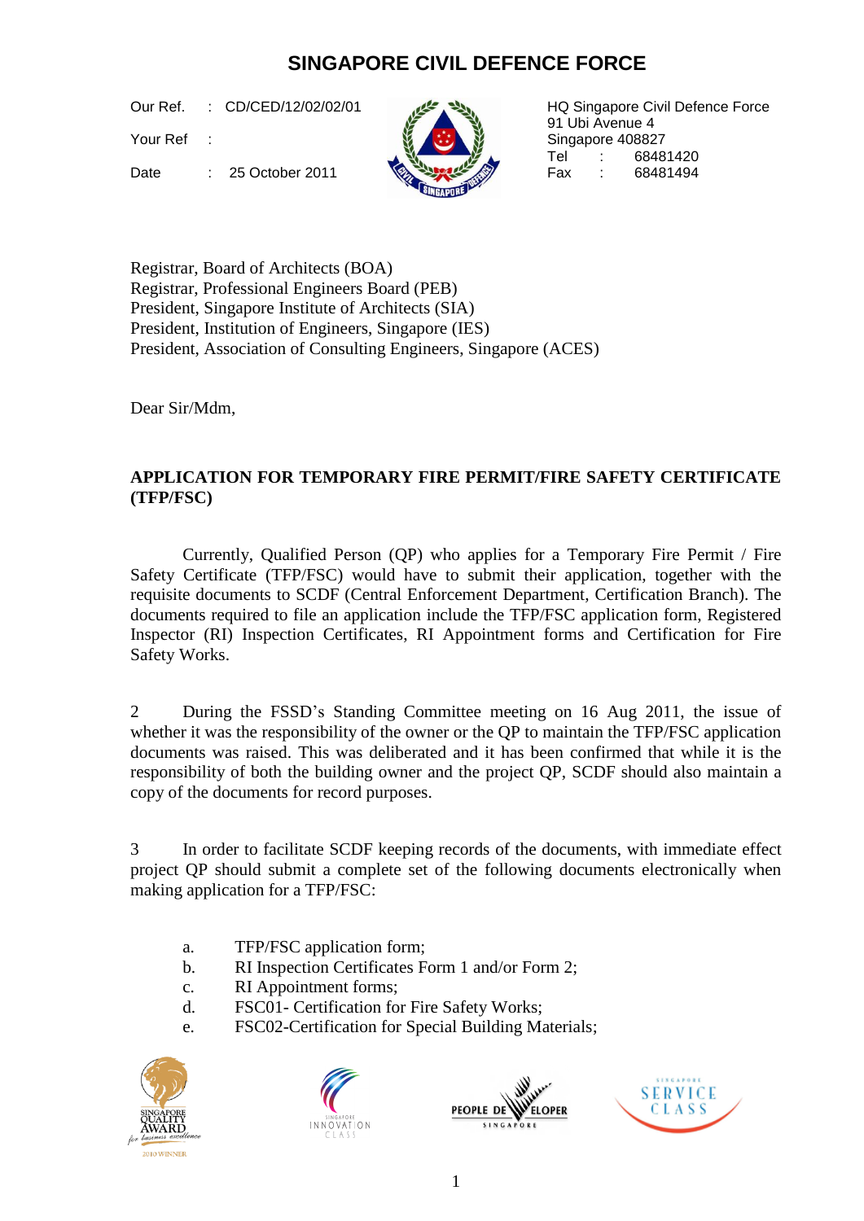# SINGAPORE CIVIL DEFENCE FORCE

Our Ref. : CD/CED/12/02/02/01

Your Ref :

Date : 25 October 2011

HQ Singapore Civil Defence Force
91 Ubi Avenue 4
Singapore 408827
Tel : 68481420
Fax : 68481494

Registrar, Board of Architects (BOA)
Registrar, Professional Engineers Board (PEB)
President, Singapore Institute of Architects (SIA)
President, Institution of Engineers, Singapore (IES)
President, Association of Consulting Engineers, Singapore (ACES)

Dear Sir/Mdm,

**APPLICATION FOR TEMPORARY FIRE PERMIT/FIRE SAFETY CERTIFICATE (TFP/FSC)**

Currently, Qualified Person (QP) who applies for a Temporary Fire Permit / Fire Safety Certificate (TFP/FSC) would have to submit their application, together with the requisite documents to SCDF (Central Enforcement Department, Certification Branch). The documents required to file an application include the TFP/FSC application form, Registered Inspector (RI) Inspection Certificates, RI Appointment forms and Certification for Fire Safety Works.

2 During the FSSD's Standing Committee meeting on 16 Aug 2011, the issue of whether it was the responsibility of the owner or the QP to maintain the TFP/FSC application documents was raised. This was deliberated and it has been confirmed that while it is the responsibility of both the building owner and the project QP, SCDF should also maintain a copy of the documents for record purposes.

3 In order to facilitate SCDF keeping records of the documents, with immediate effect project QP should submit a complete set of the following documents electronically when making application for a TFP/FSC:

a. TFP/FSC application form;
b. RI Inspection Certificates Form 1 and/or Form 2;
c. RI Appointment forms;
d. FSC01- Certification for Fire Safety Works;
e. FSC02-Certification for Special Building Materials;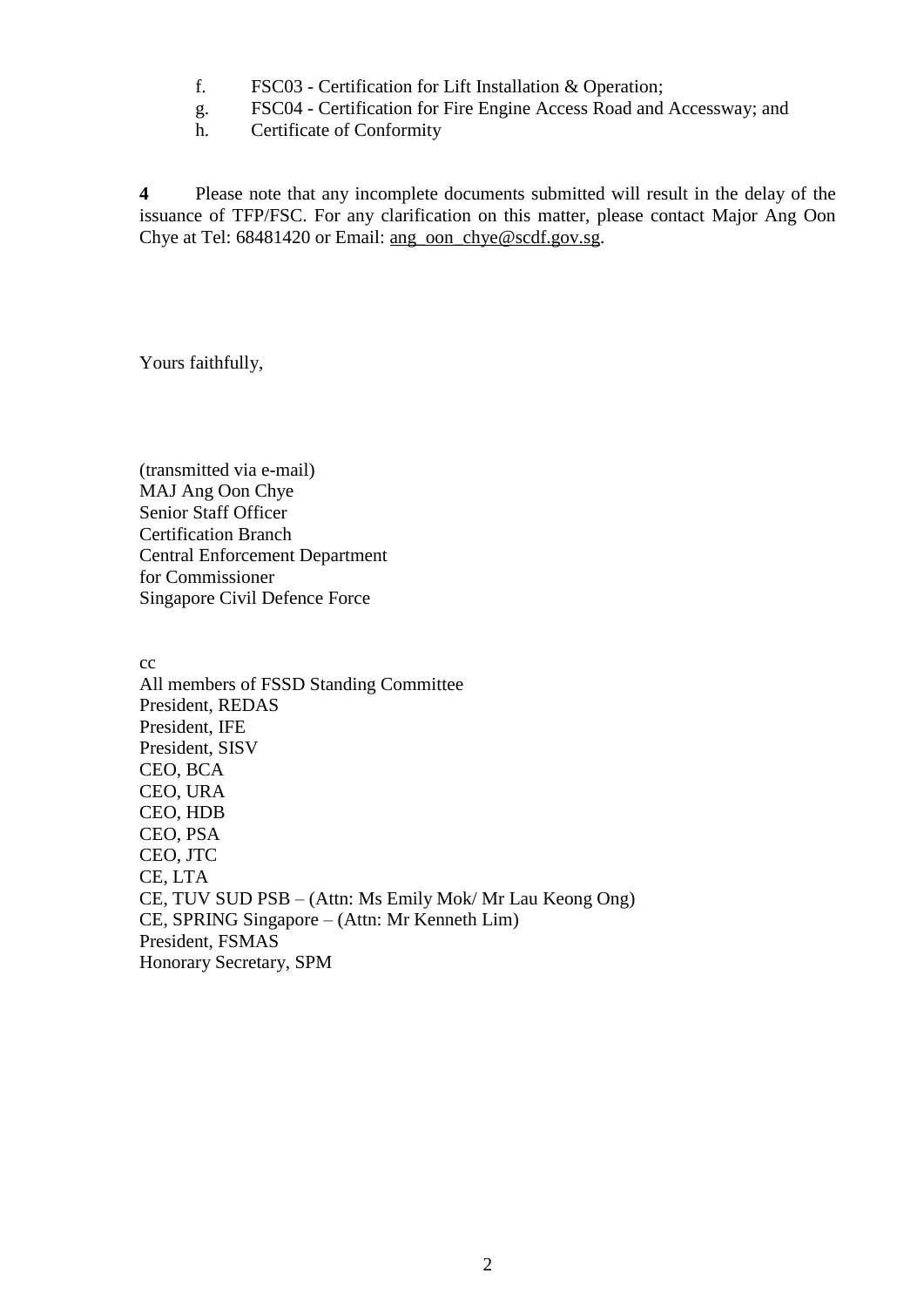f. FSC03 - Certification for Lift Installation & Operation;
g. FSC04 - Certification for Fire Engine Access Road and Accessway; and
h. Certificate of Conformity

**4** Please note that any incomplete documents submitted will result in the delay of the issuance of TFP/FSC. For any clarification on this matter, please contact Major Ang Oon Chye at Tel: 68481420 or Email: ang_oon_chye@scdf.gov.sg.

Yours faithfully,

(transmitted via e-mail)
MAJ Ang Oon Chye
Senior Staff Officer
Certification Branch
Central Enforcement Department
for Commissioner
Singapore Civil Defence Force

cc
All members of FSSD Standing Committee
President, REDAS
President, IFE
President, SISV
CEO, BCA
CEO, URA
CEO, HDB
CEO, PSA
CEO, JTC
CE, LTA
CE, TUV SUD PSB – (Attn: Ms Emily Mok/ Mr Lau Keong Ong)
CE, SPRING Singapore – (Attn: Mr Kenneth Lim)
President, FSMAS
Honorary Secretary, SPM